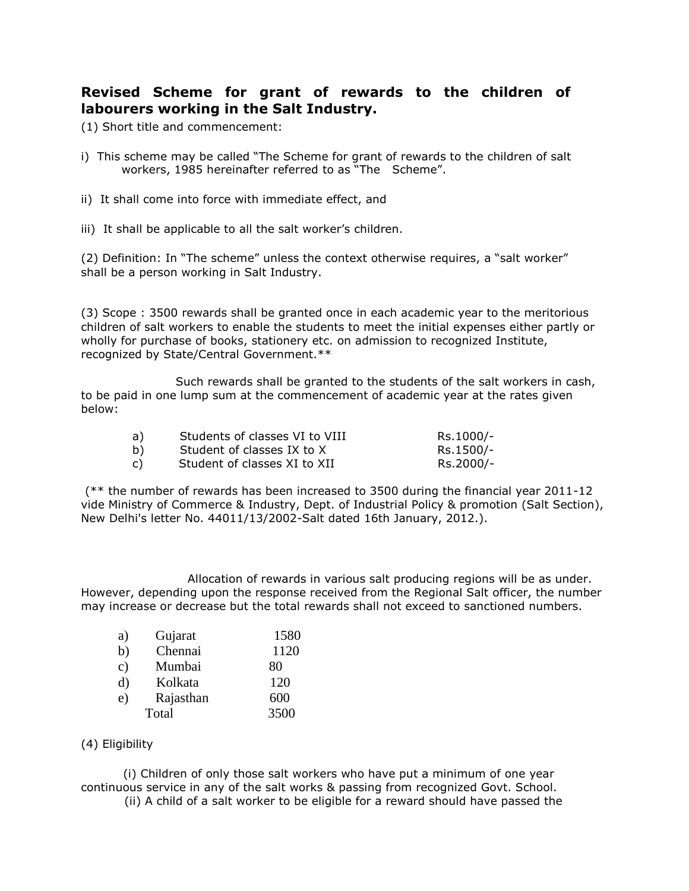## Revised Scheme for grant of rewards to the children of labourers working in the Salt Industry.

(1) Short title and commencement:

i) This scheme may be called "The Scheme for grant of rewards to the children of salt workers, 1985 hereinafter referred to as "The Scheme".

ii) It shall come into force with immediate effect, and

iii) It shall be applicable to all the salt worker's children.

(2) Definition: In "The scheme" unless the context otherwise requires, a "salt worker" shall be a person working in Salt Industry.

(3) Scope : 3500 rewards shall be granted once in each academic year to the meritorious children of salt workers to enable the students to meet the initial expenses either partly or wholly for purchase of books, stationery etc. on admission to recognized Institute, recognized by State/Central Government.**

Such rewards shall be granted to the students of the salt workers in cash, to be paid in one lump sum at the commencement of academic year at the rates given below:

| | | |
|---|---|---|
| a) | Students of classes VI to VIII | Rs.1000/- |
| b) | Student of classes IX to X | Rs.1500/- |
| c) | Student of classes XI to XII | Rs.2000/- |

(** the number of rewards has been increased to 3500 during the financial year 2011-12 vide Ministry of Commerce & Industry, Dept. of Industrial Policy & promotion (Salt Section), New Delhi's letter No. 44011/13/2002-Salt dated 16th January, 2012.).

Allocation of rewards in various salt producing regions will be as under. However, depending upon the response received from the Regional Salt officer, the number may increase or decrease but the total rewards shall not exceed to sanctioned numbers.

| | | |
|---|---|---|
| a) | Gujarat | 1580 |
| b) | Chennai | 1120 |
| c) | Mumbai | 80 |
| d) | Kolkata | 120 |
| e) | Rajasthan | 600 |
| | Total | 3500 |

(4) Eligibility

(i) Children of only those salt workers who have put a minimum of one year continuous service in any of the salt works & passing from recognized Govt. School.

(ii) A child of a salt worker to be eligible for a reward should have passed the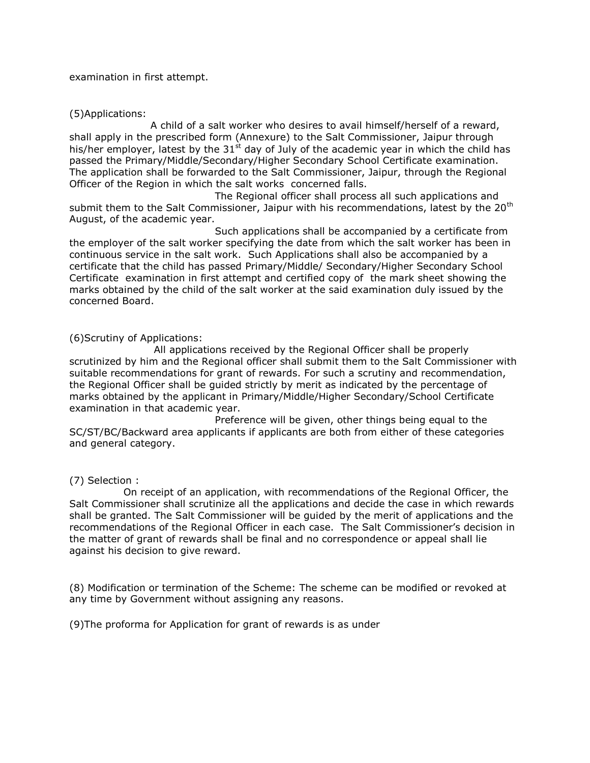examination in first attempt.

(5)Applications:

A child of a salt worker who desires to avail himself/herself of a reward, shall apply in the prescribed form (Annexure) to the Salt Commissioner, Jaipur through his/her employer, latest by the 31st day of July of the academic year in which the child has passed the Primary/Middle/Secondary/Higher Secondary School Certificate examination. The application shall be forwarded to the Salt Commissioner, Jaipur, through the Regional Officer of the Region in which the salt works concerned falls.

The Regional officer shall process all such applications and submit them to the Salt Commissioner, Jaipur with his recommendations, latest by the 20th August, of the academic year.

Such applications shall be accompanied by a certificate from the employer of the salt worker specifying the date from which the salt worker has been in continuous service in the salt work. Such Applications shall also be accompanied by a certificate that the child has passed Primary/Middle/ Secondary/Higher Secondary School Certificate examination in first attempt and certified copy of the mark sheet showing the marks obtained by the child of the salt worker at the said examination duly issued by the concerned Board.

(6)Scrutiny of Applications:

All applications received by the Regional Officer shall be properly scrutinized by him and the Regional officer shall submit them to the Salt Commissioner with suitable recommendations for grant of rewards. For such a scrutiny and recommendation, the Regional Officer shall be guided strictly by merit as indicated by the percentage of marks obtained by the applicant in Primary/Middle/Higher Secondary/School Certificate examination in that academic year.

Preference will be given, other things being equal to the SC/ST/BC/Backward area applicants if applicants are both from either of these categories and general category.

(7) Selection :

On receipt of an application, with recommendations of the Regional Officer, the Salt Commissioner shall scrutinize all the applications and decide the case in which rewards shall be granted. The Salt Commissioner will be guided by the merit of applications and the recommendations of the Regional Officer in each case. The Salt Commissioner's decision in the matter of grant of rewards shall be final and no correspondence or appeal shall lie against his decision to give reward.

(8) Modification or termination of the Scheme: The scheme can be modified or revoked at any time by Government without assigning any reasons.

(9)The proforma for Application for grant of rewards is as under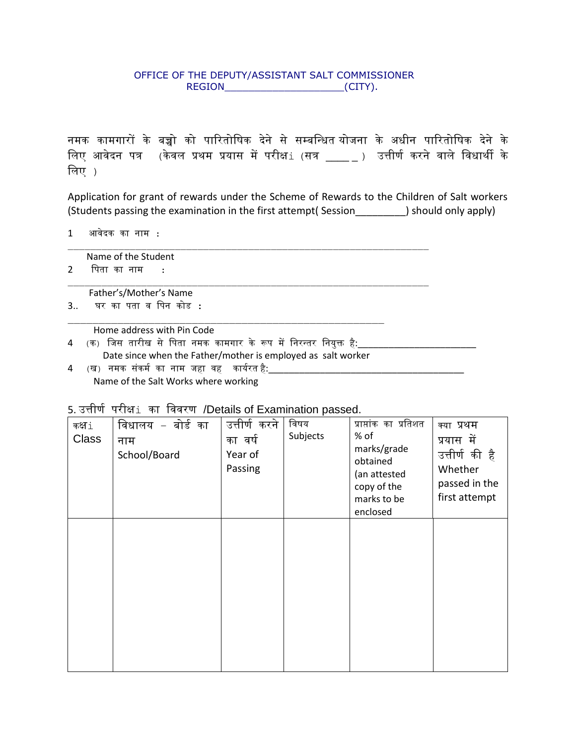OFFICE OF THE DEPUTY/ASSISTANT SALT COMMISSIONER
REGION____________________(CITY).

नमक कामगारों के बच्चो को पारितोषिक देने से सम्बन्धित योजना के अधीन पारितोषिक देने के लिए आवेदन पत्र (केवल प्रथम प्रयास में परीक्षi (सत्र ____ _ ) उत्तीर्ण करने वाले विधार्थी के लिए )

Application for grant of rewards under the Scheme of Rewards to the Children of Salt workers (Students passing the examination in the first attempt( Session_________) should only apply)

1 आवेदक का नाम :
_____________________________________________________________________________
Name of the Student

2 पिता का नाम :
_____________________________________________________________________________
Father's/Mother's Name

3.. घर का पता व पिन कोड :
_____________________________________________________________________
Home address with Pin Code

4 (क) जिस तारीख से पिता नमक कामगार के रूप में निरन्तर नियुक्त है:_______________________
Date since when the Father/mother is employed as salt worker

4 (ख) नमक संकर्म का नाम जहा वह कार्यरत है:_______________________________________
Name of the Salt Works where working

5. उत्तीर्ण परीक्षi का विवरण /Details of Examination passed.

| कक्षi Class | विधालय – बोर्ड का नाम School/Board | उत्तीर्ण करने का वर्ष Year of Passing | विषय Subjects | प्राप्तांक का प्रतिशत % of marks/grade obtained (an attested copy of the marks to be enclosed | क्या प्रथम प्रयास में उत्तीर्ण की है Whether passed in the first attempt |
|---|---|---|---|---|---|
| | | | | | |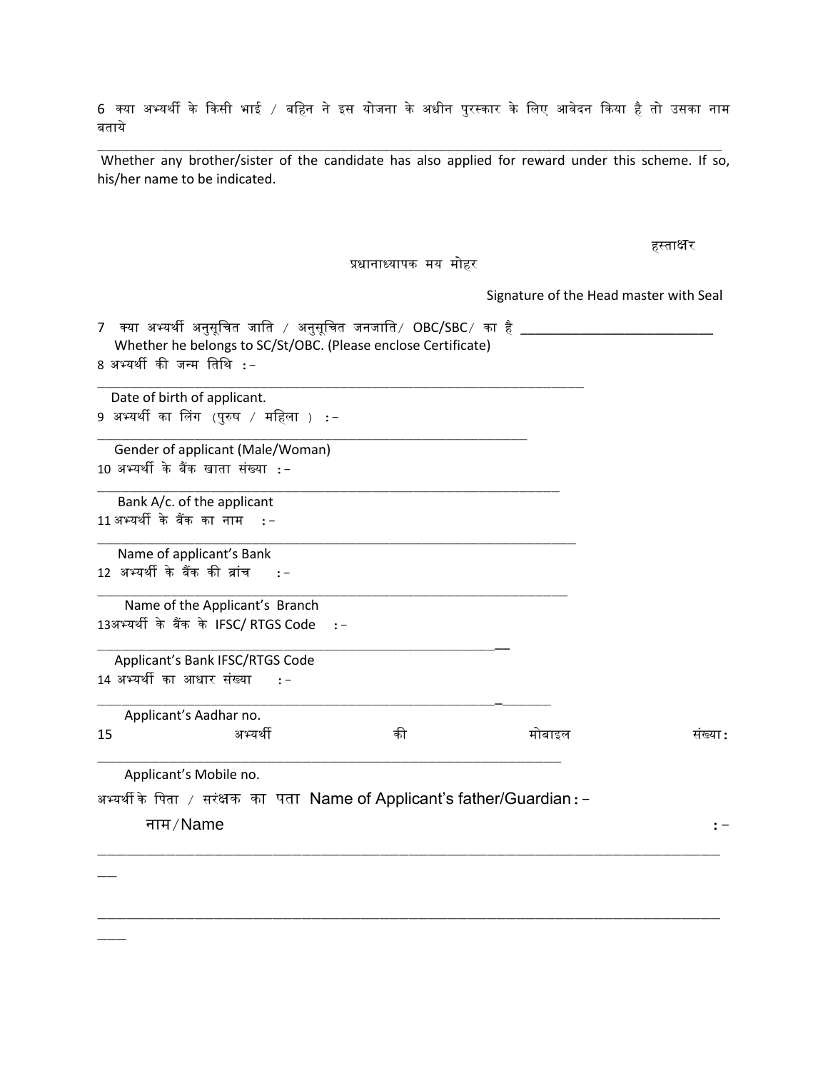6 क्या अभ्यर्थी के किसी भाई / बहिन ने इस योजना के अधीन पुरस्कार के लिए आवेदन किया है तो उसका नाम बताये

___________________________________________________________________________

Whether any brother/sister of the candidate has also applied for reward under this scheme. If so, his/her name to be indicated.

हस्ताक्षर

प्रधानाध्यापक मय मोहर

Signature of the Head master with Seal

7 क्या अभ्यर्थी अनुसूचित जाति / अनुसूचित जनजाति/ OBC/SBC/ का है ___________________________
Whether he belongs to SC/St/OBC. (Please enclose Certificate)

8 अभ्यर्थी की जन्म तिथि :-

___________________________________________________________________________

Date of birth of applicant.

9 अभ्यर्थी का लिंग (पुरुष / महिला ) :-

___________________________________________________________________________

Gender of applicant (Male/Woman)

10 अभ्यर्थी के बैंक खाता संख्या :-

___________________________________________________________________________

Bank A/c. of the applicant

11 अभ्यर्थी के बैंक का नाम :-

___________________________________________________________________________

Name of applicant's Bank

12 अभ्यर्थी के बैंक की ब्रांच :-

___________________________________________________________________________

Name of the Applicant's Branch

13 अभ्यर्थी के बैंक के IFSC/ RTGS Code :-

___________________________________________________________________________

Applicant's Bank IFSC/RTGS Code

14 अभ्यर्थी का आधार संख्या :-

___________________________________________________________________________

Applicant's Aadhar no.

15 अभ्यर्थी की मोबाइल संख्या:

___________________________________________________________________________

Applicant's Mobile no.

अभ्यर्थी के पिता / संरक्षक का पता Name of Applicant's father/Guardian:-

नाम/Name :-

___________________________________________________________________________

___________________________________________________________________________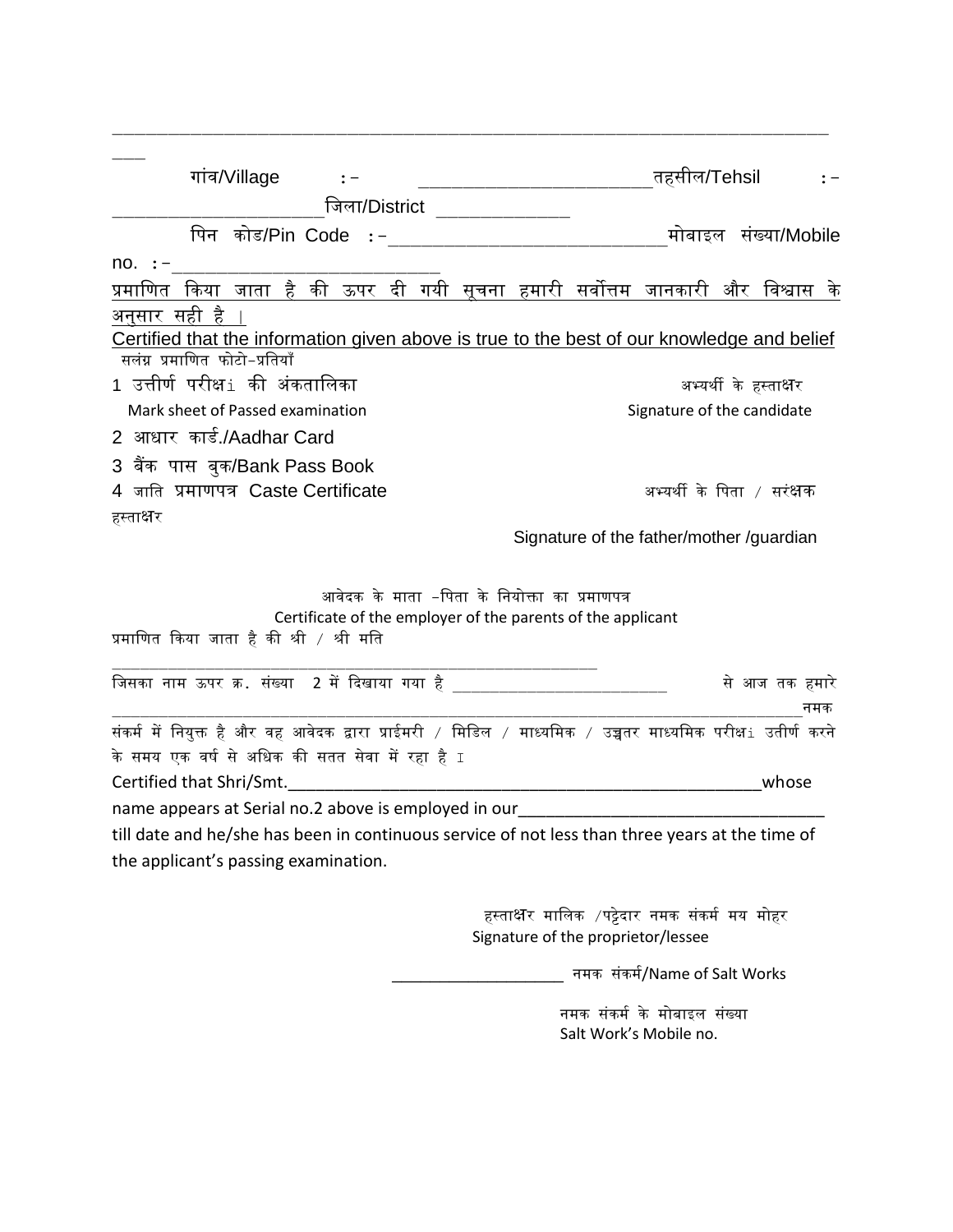________________________________________________________________________________

____

गांव/Village :- ______________________तहसील/Tehsil :- ____________________जिला/District _____________

पिन कोड/Pin Code :-___________________________मोबाइल संख्या/Mobile no. :-__________________________

<u>प्रमाणित किया जाता है की ऊपर दी गयी सूचना हमारी सर्वोत्तम जानकारी और विश्वास के अनुसार सही है ।</u>

<u>Certified that the information given above is true to the best of our knowledge and belief</u>

सलंग्न प्रमाणित फोटो-प्रतियाँ

1 उत्तीर्ण परीक्षा की अंकतालिका

Mark sheet of Passed examination

अभ्यर्थी के हस्ताक्षर

Signature of the candidate

2 आधार कार्ड./Aadhar Card

3 बैंक पास बुक/Bank Pass Book

4 जाति प्रमाणपत्र Caste Certificate

अभ्यर्थी के पिता / संरक्षक हस्ताक्षर

Signature of the father/mother /guardian

आवेदक के माता -पिता के नियोक्ता का प्रमाणपत्र

Certificate of the employer of the parents of the applicant

प्रमाणित किया जाता है की श्री / श्री मति ____________________________________________________________

जिसका नाम ऊपर क्र. संख्या 2 में दिखाया गया है ___________________________ से आज तक हमारे ________________________________________________________________________________नमक संकर्म में नियुक्त है और वह आवेदक द्वारा प्राईमरी / मिडिल / माध्यमिक / उच्चतर माध्यमिक परीक्षा उतीर्ण करने के समय एक वर्ष से अधिक की सतत सेवा में रहा है ।

Certified that Shri/Smt.______________________________________________________whose name appears at Serial no.2 above is employed in our________________________________ till date and he/she has been in continuous service of not less than three years at the time of the applicant's passing examination.

हस्ताक्षर मालिक /पट्टेदार नमक संकर्म मय मोहर

Signature of the proprietor/lessee

___________________ नमक संकर्म/Name of Salt Works

नमक संकर्म के मोबाइल संख्या

Salt Work's Mobile no.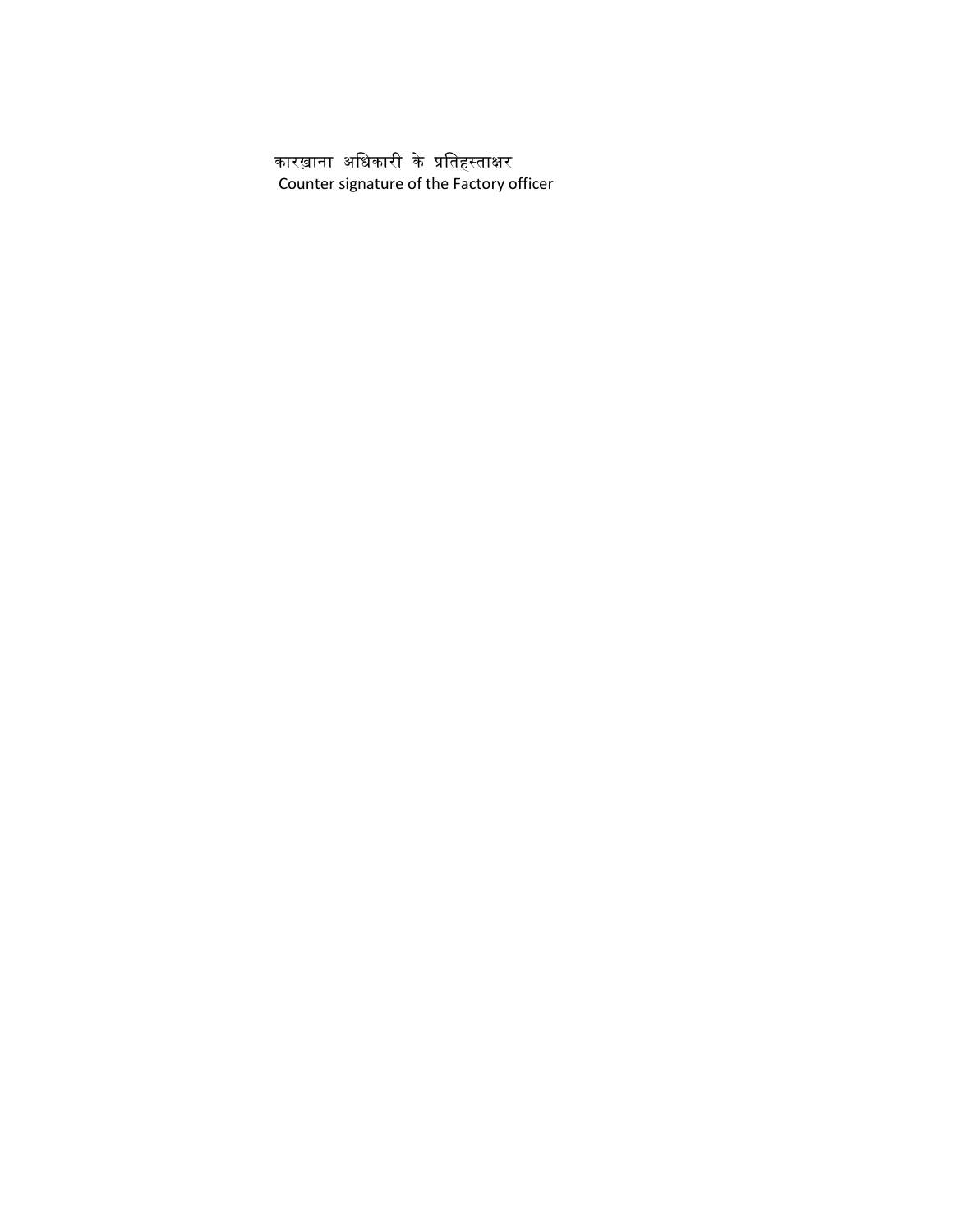कारख़ाना अधिकारी के प्रतिहस्ताक्षर
Counter signature of the Factory officer